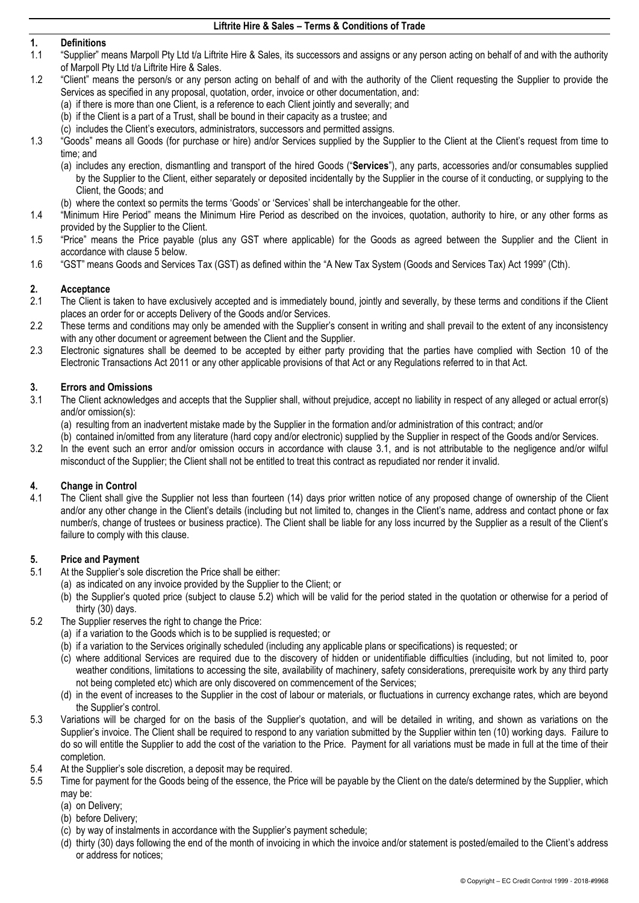# Liftrite Hire & Sales – Terms & Conditions of Trade

## 1. Definitions

1.1 "Supplier" means Marpoll Pty Ltd t/a Liftrite Hire & Sales, its successors and assigns or any person acting on behalf of and with the authority of Marpoll Pty Ltd t/a Liftrite Hire & Sales.

1.2 "Client" means the person/s or any person acting on behalf of and with the authority of the Client requesting the Supplier to provide the Services as specified in any proposal, quotation, order, invoice or other documentation, and:
(a) if there is more than one Client, is a reference to each Client jointly and severally; and
(b) if the Client is a part of a Trust, shall be bound in their capacity as a trustee; and
(c) includes the Client's executors, administrators, successors and permitted assigns.

1.3 "Goods" means all Goods (for purchase or hire) and/or Services supplied by the Supplier to the Client at the Client's request from time to time; and
(a) includes any erection, dismantling and transport of the hired Goods ("**Services**"), any parts, accessories and/or consumables supplied by the Supplier to the Client, either separately or deposited incidentally by the Supplier in the course of it conducting, or supplying to the Client, the Goods; and
(b) where the context so permits the terms 'Goods' or 'Services' shall be interchangeable for the other.

1.4 "Minimum Hire Period" means the Minimum Hire Period as described on the invoices, quotation, authority to hire, or any other forms as provided by the Supplier to the Client.

1.5 "Price" means the Price payable (plus any GST where applicable) for the Goods as agreed between the Supplier and the Client in accordance with clause 5 below.

1.6 "GST" means Goods and Services Tax (GST) as defined within the "A New Tax System (Goods and Services Tax) Act 1999" (Cth).

## 2. Acceptance

2.1 The Client is taken to have exclusively accepted and is immediately bound, jointly and severally, by these terms and conditions if the Client places an order for or accepts Delivery of the Goods and/or Services.

2.2 These terms and conditions may only be amended with the Supplier's consent in writing and shall prevail to the extent of any inconsistency with any other document or agreement between the Client and the Supplier.

2.3 Electronic signatures shall be deemed to be accepted by either party providing that the parties have complied with Section 10 of the Electronic Transactions Act 2011 or any other applicable provisions of that Act or any Regulations referred to in that Act.

## 3. Errors and Omissions

3.1 The Client acknowledges and accepts that the Supplier shall, without prejudice, accept no liability in respect of any alleged or actual error(s) and/or omission(s):
(a) resulting from an inadvertent mistake made by the Supplier in the formation and/or administration of this contract; and/or
(b) contained in/omitted from any literature (hard copy and/or electronic) supplied by the Supplier in respect of the Goods and/or Services.

3.2 In the event such an error and/or omission occurs in accordance with clause 3.1, and is not attributable to the negligence and/or wilful misconduct of the Supplier; the Client shall not be entitled to treat this contract as repudiated nor render it invalid.

## 4. Change in Control

4.1 The Client shall give the Supplier not less than fourteen (14) days prior written notice of any proposed change of ownership of the Client and/or any other change in the Client's details (including but not limited to, changes in the Client's name, address and contact phone or fax number/s, change of trustees or business practice). The Client shall be liable for any loss incurred by the Supplier as a result of the Client's failure to comply with this clause.

## 5. Price and Payment

5.1 At the Supplier's sole discretion the Price shall be either:
(a) as indicated on any invoice provided by the Supplier to the Client; or
(b) the Supplier's quoted price (subject to clause 5.2) which will be valid for the period stated in the quotation or otherwise for a period of thirty (30) days.

5.2 The Supplier reserves the right to change the Price:
(a) if a variation to the Goods which is to be supplied is requested; or
(b) if a variation to the Services originally scheduled (including any applicable plans or specifications) is requested; or
(c) where additional Services are required due to the discovery of hidden or unidentifiable difficulties (including, but not limited to, poor weather conditions, limitations to accessing the site, availability of machinery, safety considerations, prerequisite work by any third party not being completed etc) which are only discovered on commencement of the Services;
(d) in the event of increases to the Supplier in the cost of labour or materials, or fluctuations in currency exchange rates, which are beyond the Supplier's control.

5.3 Variations will be charged for on the basis of the Supplier's quotation, and will be detailed in writing, and shown as variations on the Supplier's invoice. The Client shall be required to respond to any variation submitted by the Supplier within ten (10) working days. Failure to do so will entitle the Supplier to add the cost of the variation to the Price. Payment for all variations must be made in full at the time of their completion.

5.4 At the Supplier's sole discretion, a deposit may be required.

5.5 Time for payment for the Goods being of the essence, the Price will be payable by the Client on the date/s determined by the Supplier, which may be:
(a) on Delivery;
(b) before Delivery;
(c) by way of instalments in accordance with the Supplier's payment schedule;
(d) thirty (30) days following the end of the month of invoicing in which the invoice and/or statement is posted/emailed to the Client's address or address for notices;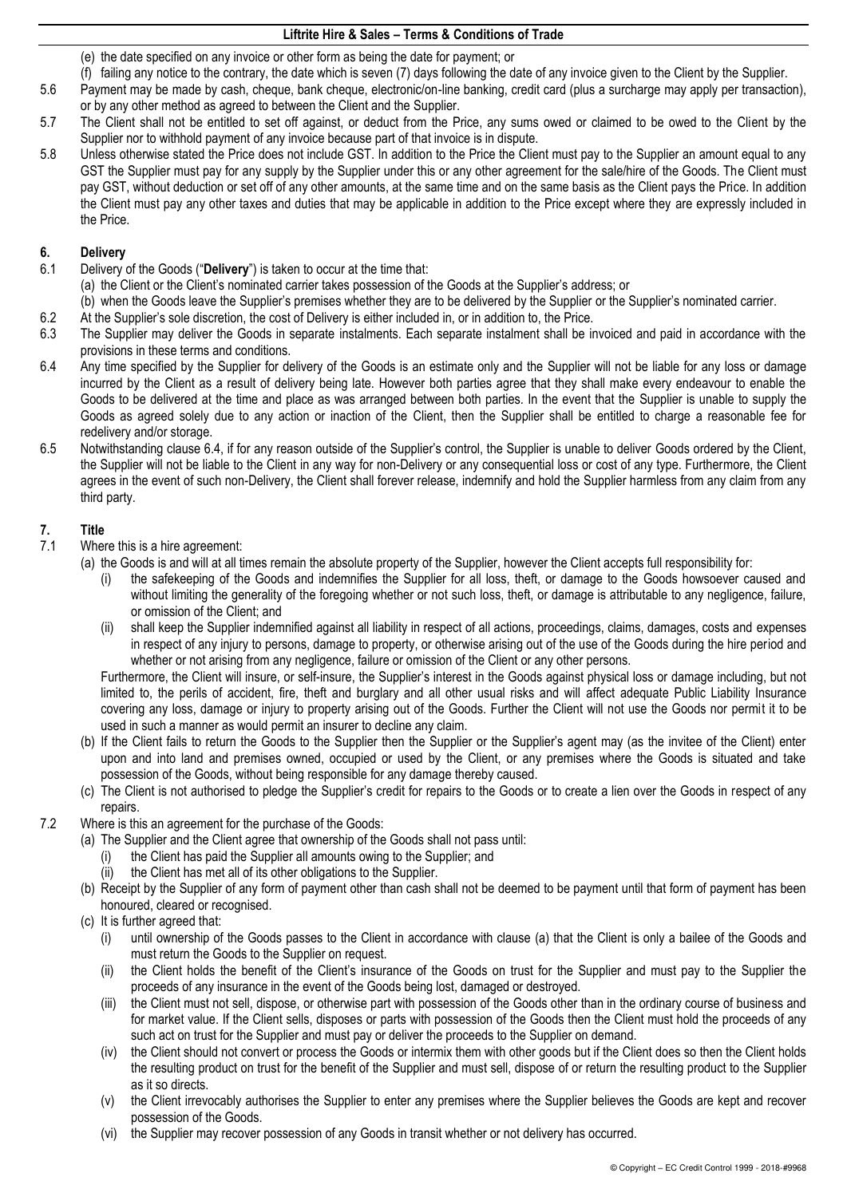(e) the date specified on any invoice or other form as being the date for payment; or

(f) failing any notice to the contrary, the date which is seven (7) days following the date of any invoice given to the Client by the Supplier.

5.6 Payment may be made by cash, cheque, bank cheque, electronic/on-line banking, credit card (plus a surcharge may apply per transaction), or by any other method as agreed to between the Client and the Supplier.

5.7 The Client shall not be entitled to set off against, or deduct from the Price, any sums owed or claimed to be owed to the Client by the Supplier nor to withhold payment of any invoice because part of that invoice is in dispute.

5.8 Unless otherwise stated the Price does not include GST. In addition to the Price the Client must pay to the Supplier an amount equal to any GST the Supplier must pay for any supply by the Supplier under this or any other agreement for the sale/hire of the Goods. The Client must pay GST, without deduction or set off of any other amounts, at the same time and on the same basis as the Client pays the Price. In addition the Client must pay any other taxes and duties that may be applicable in addition to the Price except where they are expressly included in the Price.

## 6. Delivery

6.1 Delivery of the Goods ("**Delivery**") is taken to occur at the time that:

(a) the Client or the Client's nominated carrier takes possession of the Goods at the Supplier's address; or

(b) when the Goods leave the Supplier's premises whether they are to be delivered by the Supplier or the Supplier's nominated carrier.

6.2 At the Supplier's sole discretion, the cost of Delivery is either included in, or in addition to, the Price.

6.3 The Supplier may deliver the Goods in separate instalments. Each separate instalment shall be invoiced and paid in accordance with the provisions in these terms and conditions.

6.4 Any time specified by the Supplier for delivery of the Goods is an estimate only and the Supplier will not be liable for any loss or damage incurred by the Client as a result of delivery being late. However both parties agree that they shall make every endeavour to enable the Goods to be delivered at the time and place as was arranged between both parties. In the event that the Supplier is unable to supply the Goods as agreed solely due to any action or inaction of the Client, then the Supplier shall be entitled to charge a reasonable fee for redelivery and/or storage.

6.5 Notwithstanding clause 6.4, if for any reason outside of the Supplier's control, the Supplier is unable to deliver Goods ordered by the Client, the Supplier will not be liable to the Client in any way for non-Delivery or any consequential loss or cost of any type. Furthermore, the Client agrees in the event of such non-Delivery, the Client shall forever release, indemnify and hold the Supplier harmless from any claim from any third party.

## 7. Title

7.1 Where this is a hire agreement:

(a) the Goods is and will at all times remain the absolute property of the Supplier, however the Client accepts full responsibility for:

(i) the safekeeping of the Goods and indemnifies the Supplier for all loss, theft, or damage to the Goods howsoever caused and without limiting the generality of the foregoing whether or not such loss, theft, or damage is attributable to any negligence, failure, or omission of the Client; and

(ii) shall keep the Supplier indemnified against all liability in respect of all actions, proceedings, claims, damages, costs and expenses in respect of any injury to persons, damage to property, or otherwise arising out of the use of the Goods during the hire period and whether or not arising from any negligence, failure or omission of the Client or any other persons.

Furthermore, the Client will insure, or self-insure, the Supplier's interest in the Goods against physical loss or damage including, but not limited to, the perils of accident, fire, theft and burglary and all other usual risks and will affect adequate Public Liability Insurance covering any loss, damage or injury to property arising out of the Goods. Further the Client will not use the Goods nor permit it to be used in such a manner as would permit an insurer to decline any claim.

(b) If the Client fails to return the Goods to the Supplier then the Supplier or the Supplier's agent may (as the invitee of the Client) enter upon and into land and premises owned, occupied or used by the Client, or any premises where the Goods is situated and take possession of the Goods, without being responsible for any damage thereby caused.

(c) The Client is not authorised to pledge the Supplier's credit for repairs to the Goods or to create a lien over the Goods in respect of any repairs.

7.2 Where is this an agreement for the purchase of the Goods:

(a) The Supplier and the Client agree that ownership of the Goods shall not pass until:

(i) the Client has paid the Supplier all amounts owing to the Supplier; and

(ii) the Client has met all of its other obligations to the Supplier.

(b) Receipt by the Supplier of any form of payment other than cash shall not be deemed to be payment until that form of payment has been honoured, cleared or recognised.

(c) It is further agreed that:

(i) until ownership of the Goods passes to the Client in accordance with clause (a) that the Client is only a bailee of the Goods and must return the Goods to the Supplier on request.

(ii) the Client holds the benefit of the Client's insurance of the Goods on trust for the Supplier and must pay to the Supplier the proceeds of any insurance in the event of the Goods being lost, damaged or destroyed.

(iii) the Client must not sell, dispose, or otherwise part with possession of the Goods other than in the ordinary course of business and for market value. If the Client sells, disposes or parts with possession of the Goods then the Client must hold the proceeds of any such act on trust for the Supplier and must pay or deliver the proceeds to the Supplier on demand.

(iv) the Client should not convert or process the Goods or intermix them with other goods but if the Client does so then the Client holds the resulting product on trust for the benefit of the Supplier and must sell, dispose of or return the resulting product to the Supplier as it so directs.

(v) the Client irrevocably authorises the Supplier to enter any premises where the Supplier believes the Goods are kept and recover possession of the Goods.

(vi) the Supplier may recover possession of any Goods in transit whether or not delivery has occurred.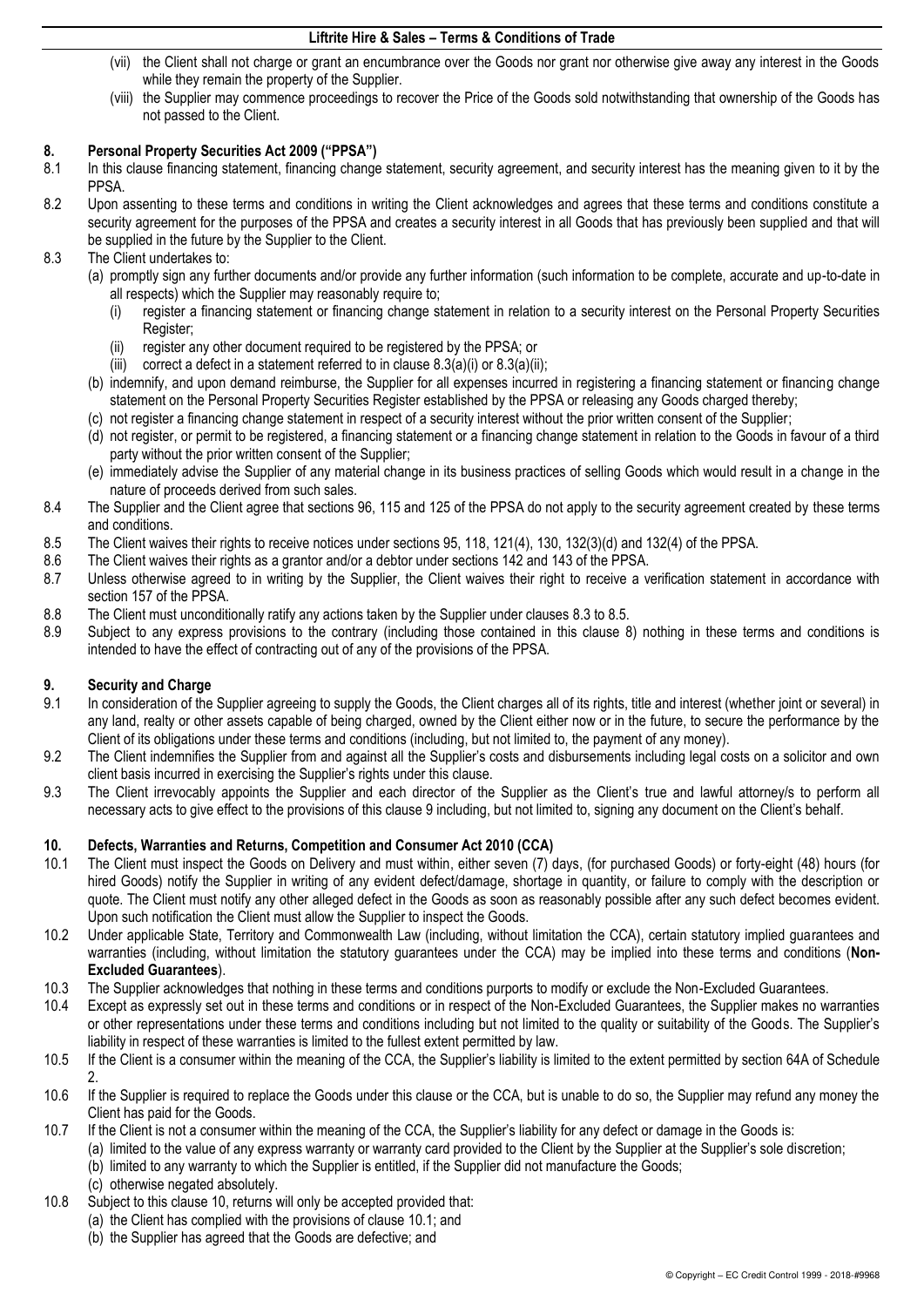(vii) the Client shall not charge or grant an encumbrance over the Goods nor grant nor otherwise give away any interest in the Goods while they remain the property of the Supplier.

(viii) the Supplier may commence proceedings to recover the Price of the Goods sold notwithstanding that ownership of the Goods has not passed to the Client.

## 8. Personal Property Securities Act 2009 ("PPSA")

8.1 In this clause financing statement, financing change statement, security agreement, and security interest has the meaning given to it by the PPSA.

8.2 Upon assenting to these terms and conditions in writing the Client acknowledges and agrees that these terms and conditions constitute a security agreement for the purposes of the PPSA and creates a security interest in all Goods that has previously been supplied and that will be supplied in the future by the Supplier to the Client.

8.3 The Client undertakes to:

(a) promptly sign any further documents and/or provide any further information (such information to be complete, accurate and up-to-date in all respects) which the Supplier may reasonably require to;

(i) register a financing statement or financing change statement in relation to a security interest on the Personal Property Securities Register;

(ii) register any other document required to be registered by the PPSA; or

(iii) correct a defect in a statement referred to in clause 8.3(a)(i) or 8.3(a)(ii);

(b) indemnify, and upon demand reimburse, the Supplier for all expenses incurred in registering a financing statement or financing change statement on the Personal Property Securities Register established by the PPSA or releasing any Goods charged thereby;

(c) not register a financing change statement in respect of a security interest without the prior written consent of the Supplier;

(d) not register, or permit to be registered, a financing statement or a financing change statement in relation to the Goods in favour of a third party without the prior written consent of the Supplier;

(e) immediately advise the Supplier of any material change in its business practices of selling Goods which would result in a change in the nature of proceeds derived from such sales.

8.4 The Supplier and the Client agree that sections 96, 115 and 125 of the PPSA do not apply to the security agreement created by these terms and conditions.

8.5 The Client waives their rights to receive notices under sections 95, 118, 121(4), 130, 132(3)(d) and 132(4) of the PPSA.

8.6 The Client waives their rights as a grantor and/or a debtor under sections 142 and 143 of the PPSA.

8.7 Unless otherwise agreed to in writing by the Supplier, the Client waives their right to receive a verification statement in accordance with section 157 of the PPSA.

8.8 The Client must unconditionally ratify any actions taken by the Supplier under clauses 8.3 to 8.5.

8.9 Subject to any express provisions to the contrary (including those contained in this clause 8) nothing in these terms and conditions is intended to have the effect of contracting out of any of the provisions of the PPSA.

## 9. Security and Charge

9.1 In consideration of the Supplier agreeing to supply the Goods, the Client charges all of its rights, title and interest (whether joint or several) in any land, realty or other assets capable of being charged, owned by the Client either now or in the future, to secure the performance by the Client of its obligations under these terms and conditions (including, but not limited to, the payment of any money).

9.2 The Client indemnifies the Supplier from and against all the Supplier's costs and disbursements including legal costs on a solicitor and own client basis incurred in exercising the Supplier's rights under this clause.

9.3 The Client irrevocably appoints the Supplier and each director of the Supplier as the Client's true and lawful attorney/s to perform all necessary acts to give effect to the provisions of this clause 9 including, but not limited to, signing any document on the Client's behalf.

## 10. Defects, Warranties and Returns, Competition and Consumer Act 2010 (CCA)

10.1 The Client must inspect the Goods on Delivery and must within, either seven (7) days, (for purchased Goods) or forty-eight (48) hours (for hired Goods) notify the Supplier in writing of any evident defect/damage, shortage in quantity, or failure to comply with the description or quote. The Client must notify any other alleged defect in the Goods as soon as reasonably possible after any such defect becomes evident. Upon such notification the Client must allow the Supplier to inspect the Goods.

10.2 Under applicable State, Territory and Commonwealth Law (including, without limitation the CCA), certain statutory implied guarantees and warranties (including, without limitation the statutory guarantees under the CCA) may be implied into these terms and conditions (**Non-Excluded Guarantees**).

10.3 The Supplier acknowledges that nothing in these terms and conditions purports to modify or exclude the Non-Excluded Guarantees.

10.4 Except as expressly set out in these terms and conditions or in respect of the Non-Excluded Guarantees, the Supplier makes no warranties or other representations under these terms and conditions including but not limited to the quality or suitability of the Goods. The Supplier's liability in respect of these warranties is limited to the fullest extent permitted by law.

10.5 If the Client is a consumer within the meaning of the CCA, the Supplier's liability is limited to the extent permitted by section 64A of Schedule 2.

10.6 If the Supplier is required to replace the Goods under this clause or the CCA, but is unable to do so, the Supplier may refund any money the Client has paid for the Goods.

10.7 If the Client is not a consumer within the meaning of the CCA, the Supplier's liability for any defect or damage in the Goods is:

(a) limited to the value of any express warranty or warranty card provided to the Client by the Supplier at the Supplier's sole discretion;

(b) limited to any warranty to which the Supplier is entitled, if the Supplier did not manufacture the Goods;

(c) otherwise negated absolutely.

10.8 Subject to this clause 10, returns will only be accepted provided that:

(a) the Client has complied with the provisions of clause 10.1; and

(b) the Supplier has agreed that the Goods are defective; and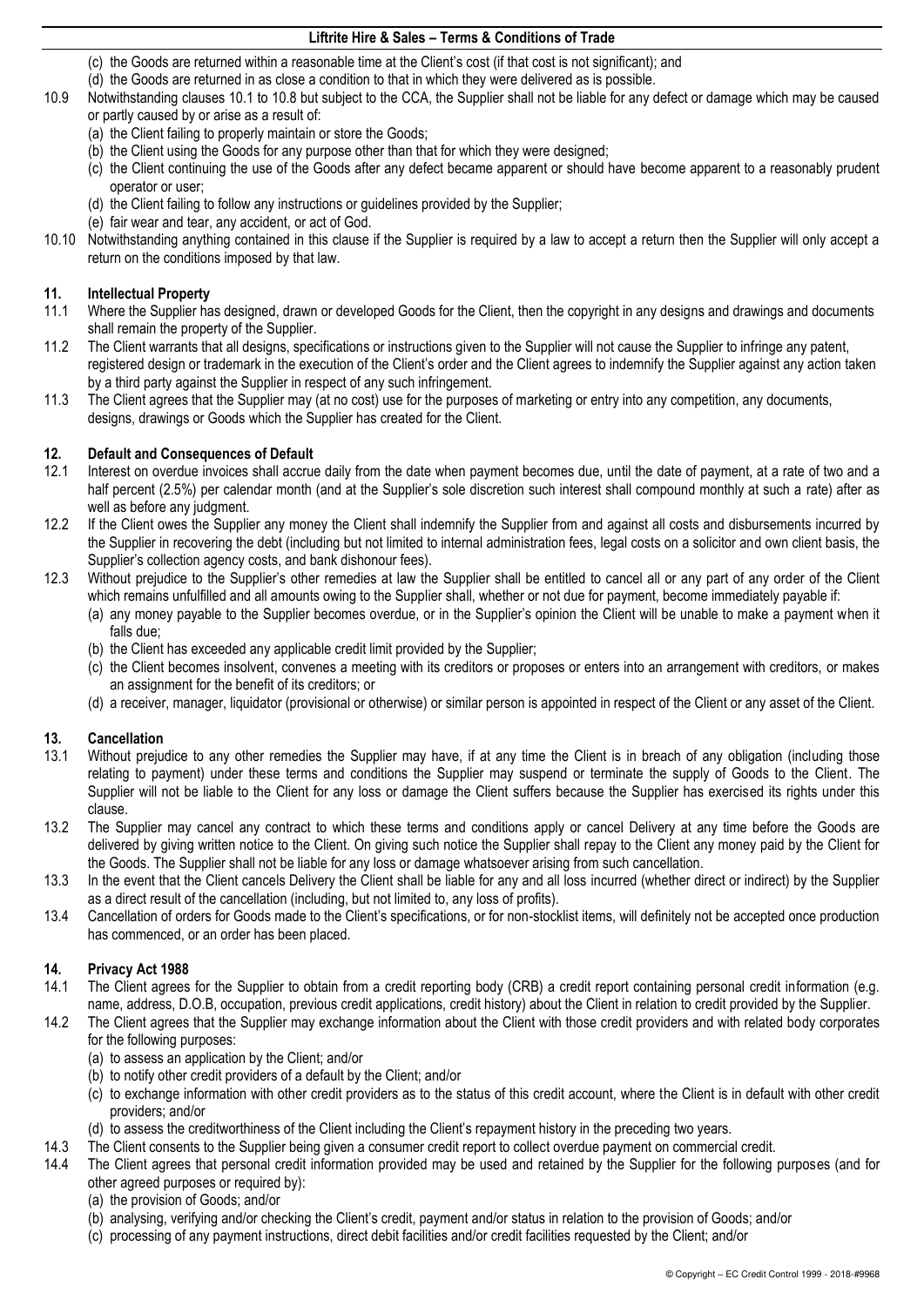(c) the Goods are returned within a reasonable time at the Client's cost (if that cost is not significant); and
(d) the Goods are returned in as close a condition to that in which they were delivered as is possible.

10.9 Notwithstanding clauses 10.1 to 10.8 but subject to the CCA, the Supplier shall not be liable for any defect or damage which may be caused or partly caused by or arise as a result of:
(a) the Client failing to properly maintain or store the Goods;
(b) the Client using the Goods for any purpose other than that for which they were designed;
(c) the Client continuing the use of the Goods after any defect became apparent or should have become apparent to a reasonably prudent operator or user;
(d) the Client failing to follow any instructions or guidelines provided by the Supplier;
(e) fair wear and tear, any accident, or act of God.

10.10 Notwithstanding anything contained in this clause if the Supplier is required by a law to accept a return then the Supplier will only accept a return on the conditions imposed by that law.

## 11. Intellectual Property

11.1 Where the Supplier has designed, drawn or developed Goods for the Client, then the copyright in any designs and drawings and documents shall remain the property of the Supplier.

11.2 The Client warrants that all designs, specifications or instructions given to the Supplier will not cause the Supplier to infringe any patent, registered design or trademark in the execution of the Client's order and the Client agrees to indemnify the Supplier against any action taken by a third party against the Supplier in respect of any such infringement.

11.3 The Client agrees that the Supplier may (at no cost) use for the purposes of marketing or entry into any competition, any documents, designs, drawings or Goods which the Supplier has created for the Client.

## 12. Default and Consequences of Default

12.1 Interest on overdue invoices shall accrue daily from the date when payment becomes due, until the date of payment, at a rate of two and a half percent (2.5%) per calendar month (and at the Supplier's sole discretion such interest shall compound monthly at such a rate) after as well as before any judgment.

12.2 If the Client owes the Supplier any money the Client shall indemnify the Supplier from and against all costs and disbursements incurred by the Supplier in recovering the debt (including but not limited to internal administration fees, legal costs on a solicitor and own client basis, the Supplier's collection agency costs, and bank dishonour fees).

12.3 Without prejudice to the Supplier's other remedies at law the Supplier shall be entitled to cancel all or any part of any order of the Client which remains unfulfilled and all amounts owing to the Supplier shall, whether or not due for payment, become immediately payable if:
(a) any money payable to the Supplier becomes overdue, or in the Supplier's opinion the Client will be unable to make a payment when it falls due;
(b) the Client has exceeded any applicable credit limit provided by the Supplier;
(c) the Client becomes insolvent, convenes a meeting with its creditors or proposes or enters into an arrangement with creditors, or makes an assignment for the benefit of its creditors; or
(d) a receiver, manager, liquidator (provisional or otherwise) or similar person is appointed in respect of the Client or any asset of the Client.

## 13. Cancellation

13.1 Without prejudice to any other remedies the Supplier may have, if at any time the Client is in breach of any obligation (including those relating to payment) under these terms and conditions the Supplier may suspend or terminate the supply of Goods to the Client. The Supplier will not be liable to the Client for any loss or damage the Client suffers because the Supplier has exercised its rights under this clause.

13.2 The Supplier may cancel any contract to which these terms and conditions apply or cancel Delivery at any time before the Goods are delivered by giving written notice to the Client. On giving such notice the Supplier shall repay to the Client any money paid by the Client for the Goods. The Supplier shall not be liable for any loss or damage whatsoever arising from such cancellation.

13.3 In the event that the Client cancels Delivery the Client shall be liable for any and all loss incurred (whether direct or indirect) by the Supplier as a direct result of the cancellation (including, but not limited to, any loss of profits).

13.4 Cancellation of orders for Goods made to the Client's specifications, or for non-stocklist items, will definitely not be accepted once production has commenced, or an order has been placed.

## 14. Privacy Act 1988

14.1 The Client agrees for the Supplier to obtain from a credit reporting body (CRB) a credit report containing personal credit information (e.g. name, address, D.O.B, occupation, previous credit applications, credit history) about the Client in relation to credit provided by the Supplier.

14.2 The Client agrees that the Supplier may exchange information about the Client with those credit providers and with related body corporates for the following purposes:
(a) to assess an application by the Client; and/or
(b) to notify other credit providers of a default by the Client; and/or
(c) to exchange information with other credit providers as to the status of this credit account, where the Client is in default with other credit providers; and/or
(d) to assess the creditworthiness of the Client including the Client's repayment history in the preceding two years.

14.3 The Client consents to the Supplier being given a consumer credit report to collect overdue payment on commercial credit.

14.4 The Client agrees that personal credit information provided may be used and retained by the Supplier for the following purposes (and for other agreed purposes or required by):
(a) the provision of Goods; and/or
(b) analysing, verifying and/or checking the Client's credit, payment and/or status in relation to the provision of Goods; and/or
(c) processing of any payment instructions, direct debit facilities and/or credit facilities requested by the Client; and/or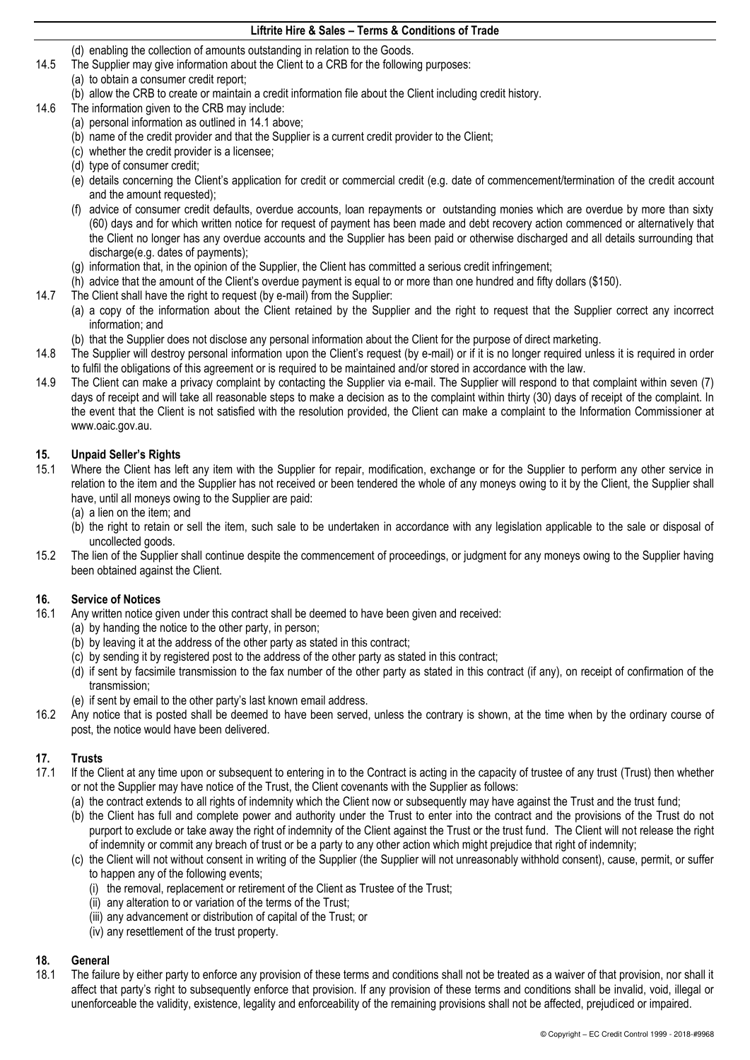(d) enabling the collection of amounts outstanding in relation to the Goods.

14.5 The Supplier may give information about the Client to a CRB for the following purposes:

(a) to obtain a consumer credit report;

(b) allow the CRB to create or maintain a credit information file about the Client including credit history.

14.6 The information given to the CRB may include:

(a) personal information as outlined in 14.1 above;

(b) name of the credit provider and that the Supplier is a current credit provider to the Client;

(c) whether the credit provider is a licensee;

(d) type of consumer credit;

(e) details concerning the Client's application for credit or commercial credit (e.g. date of commencement/termination of the credit account and the amount requested);

(f) advice of consumer credit defaults, overdue accounts, loan repayments or outstanding monies which are overdue by more than sixty (60) days and for which written notice for request of payment has been made and debt recovery action commenced or alternatively that the Client no longer has any overdue accounts and the Supplier has been paid or otherwise discharged and all details surrounding that discharge(e.g. dates of payments);

(g) information that, in the opinion of the Supplier, the Client has committed a serious credit infringement;

(h) advice that the amount of the Client's overdue payment is equal to or more than one hundred and fifty dollars ($150).

14.7 The Client shall have the right to request (by e-mail) from the Supplier:

(a) a copy of the information about the Client retained by the Supplier and the right to request that the Supplier correct any incorrect information; and

(b) that the Supplier does not disclose any personal information about the Client for the purpose of direct marketing.

14.8 The Supplier will destroy personal information upon the Client's request (by e-mail) or if it is no longer required unless it is required in order to fulfil the obligations of this agreement or is required to be maintained and/or stored in accordance with the law.

14.9 The Client can make a privacy complaint by contacting the Supplier via e-mail. The Supplier will respond to that complaint within seven (7) days of receipt and will take all reasonable steps to make a decision as to the complaint within thirty (30) days of receipt of the complaint. In the event that the Client is not satisfied with the resolution provided, the Client can make a complaint to the Information Commissioner at www.oaic.gov.au.

## 15. Unpaid Seller's Rights

15.1 Where the Client has left any item with the Supplier for repair, modification, exchange or for the Supplier to perform any other service in relation to the item and the Supplier has not received or been tendered the whole of any moneys owing to it by the Client, the Supplier shall have, until all moneys owing to the Supplier are paid:

(a) a lien on the item; and

(b) the right to retain or sell the item, such sale to be undertaken in accordance with any legislation applicable to the sale or disposal of uncollected goods.

15.2 The lien of the Supplier shall continue despite the commencement of proceedings, or judgment for any moneys owing to the Supplier having been obtained against the Client.

## 16. Service of Notices

16.1 Any written notice given under this contract shall be deemed to have been given and received:

(a) by handing the notice to the other party, in person;

(b) by leaving it at the address of the other party as stated in this contract;

(c) by sending it by registered post to the address of the other party as stated in this contract;

(d) if sent by facsimile transmission to the fax number of the other party as stated in this contract (if any), on receipt of confirmation of the transmission;

(e) if sent by email to the other party's last known email address.

16.2 Any notice that is posted shall be deemed to have been served, unless the contrary is shown, at the time when by the ordinary course of post, the notice would have been delivered.

## 17. Trusts

17.1 If the Client at any time upon or subsequent to entering in to the Contract is acting in the capacity of trustee of any trust (Trust) then whether or not the Supplier may have notice of the Trust, the Client covenants with the Supplier as follows:

(a) the contract extends to all rights of indemnity which the Client now or subsequently may have against the Trust and the trust fund;

(b) the Client has full and complete power and authority under the Trust to enter into the contract and the provisions of the Trust do not purport to exclude or take away the right of indemnity of the Client against the Trust or the trust fund. The Client will not release the right of indemnity or commit any breach of trust or be a party to any other action which might prejudice that right of indemnity;

(c) the Client will not without consent in writing of the Supplier (the Supplier will not unreasonably withhold consent), cause, permit, or suffer to happen any of the following events;

(i) the removal, replacement or retirement of the Client as Trustee of the Trust;

(ii) any alteration to or variation of the terms of the Trust;

(iii) any advancement or distribution of capital of the Trust; or

(iv) any resettlement of the trust property.

## 18. General

18.1 The failure by either party to enforce any provision of these terms and conditions shall not be treated as a waiver of that provision, nor shall it affect that party's right to subsequently enforce that provision. If any provision of these terms and conditions shall be invalid, void, illegal or unenforceable the validity, existence, legality and enforceability of the remaining provisions shall not be affected, prejudiced or impaired.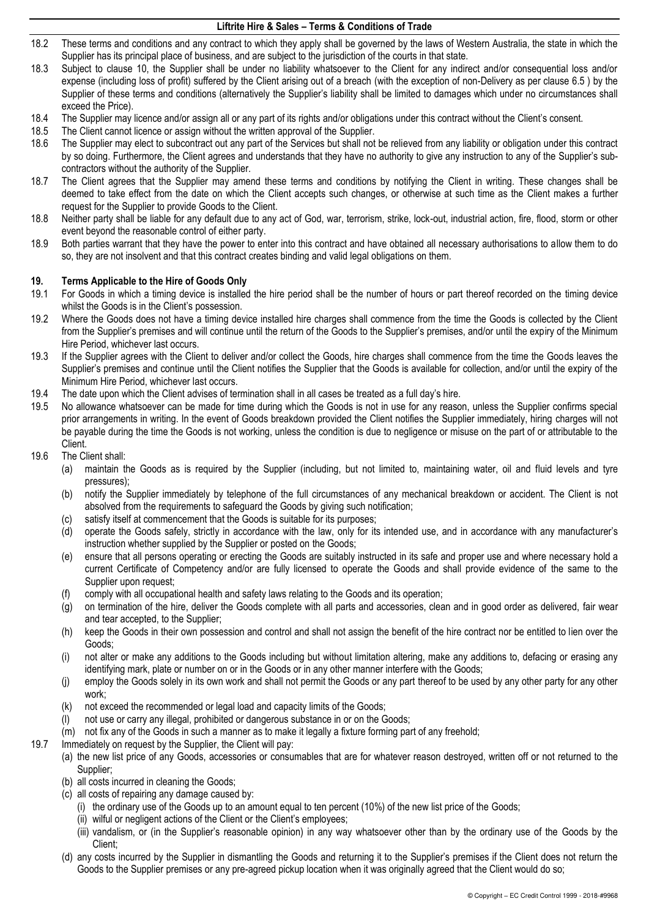18.2 These terms and conditions and any contract to which they apply shall be governed by the laws of Western Australia, the state in which the Supplier has its principal place of business, and are subject to the jurisdiction of the courts in that state.

18.3 Subject to clause 10, the Supplier shall be under no liability whatsoever to the Client for any indirect and/or consequential loss and/or expense (including loss of profit) suffered by the Client arising out of a breach (with the exception of non-Delivery as per clause 6.5 ) by the Supplier of these terms and conditions (alternatively the Supplier's liability shall be limited to damages which under no circumstances shall exceed the Price).

18.4 The Supplier may licence and/or assign all or any part of its rights and/or obligations under this contract without the Client's consent.

18.5 The Client cannot licence or assign without the written approval of the Supplier.

18.6 The Supplier may elect to subcontract out any part of the Services but shall not be relieved from any liability or obligation under this contract by so doing. Furthermore, the Client agrees and understands that they have no authority to give any instruction to any of the Supplier's sub-contractors without the authority of the Supplier.

18.7 The Client agrees that the Supplier may amend these terms and conditions by notifying the Client in writing. These changes shall be deemed to take effect from the date on which the Client accepts such changes, or otherwise at such time as the Client makes a further request for the Supplier to provide Goods to the Client.

18.8 Neither party shall be liable for any default due to any act of God, war, terrorism, strike, lock-out, industrial action, fire, flood, storm or other event beyond the reasonable control of either party.

18.9 Both parties warrant that they have the power to enter into this contract and have obtained all necessary authorisations to allow them to do so, they are not insolvent and that this contract creates binding and valid legal obligations on them.

## 19. Terms Applicable to the Hire of Goods Only

19.1 For Goods in which a timing device is installed the hire period shall be the number of hours or part thereof recorded on the timing device whilst the Goods is in the Client's possession.

19.2 Where the Goods does not have a timing device installed hire charges shall commence from the time the Goods is collected by the Client from the Supplier's premises and will continue until the return of the Goods to the Supplier's premises, and/or until the expiry of the Minimum Hire Period, whichever last occurs.

19.3 If the Supplier agrees with the Client to deliver and/or collect the Goods, hire charges shall commence from the time the Goods leaves the Supplier's premises and continue until the Client notifies the Supplier that the Goods is available for collection, and/or until the expiry of the Minimum Hire Period, whichever last occurs.

19.4 The date upon which the Client advises of termination shall in all cases be treated as a full day's hire.

19.5 No allowance whatsoever can be made for time during which the Goods is not in use for any reason, unless the Supplier confirms special prior arrangements in writing. In the event of Goods breakdown provided the Client notifies the Supplier immediately, hiring charges will not be payable during the time the Goods is not working, unless the condition is due to negligence or misuse on the part of or attributable to the Client.

19.6 The Client shall:

- (a) maintain the Goods as is required by the Supplier (including, but not limited to, maintaining water, oil and fluid levels and tyre pressures);
- (b) notify the Supplier immediately by telephone of the full circumstances of any mechanical breakdown or accident. The Client is not absolved from the requirements to safeguard the Goods by giving such notification;
- (c) satisfy itself at commencement that the Goods is suitable for its purposes;
- (d) operate the Goods safely, strictly in accordance with the law, only for its intended use, and in accordance with any manufacturer's instruction whether supplied by the Supplier or posted on the Goods;
- (e) ensure that all persons operating or erecting the Goods are suitably instructed in its safe and proper use and where necessary hold a current Certificate of Competency and/or are fully licensed to operate the Goods and shall provide evidence of the same to the Supplier upon request;
- (f) comply with all occupational health and safety laws relating to the Goods and its operation;
- (g) on termination of the hire, deliver the Goods complete with all parts and accessories, clean and in good order as delivered, fair wear and tear accepted, to the Supplier;
- (h) keep the Goods in their own possession and control and shall not assign the benefit of the hire contract nor be entitled to lien over the Goods;
- (i) not alter or make any additions to the Goods including but without limitation altering, make any additions to, defacing or erasing any identifying mark, plate or number on or in the Goods or in any other manner interfere with the Goods;
- (j) employ the Goods solely in its own work and shall not permit the Goods or any part thereof to be used by any other party for any other work;
- (k) not exceed the recommended or legal load and capacity limits of the Goods;
- (l) not use or carry any illegal, prohibited or dangerous substance in or on the Goods;
- (m) not fix any of the Goods in such a manner as to make it legally a fixture forming part of any freehold;

19.7 Immediately on request by the Supplier, the Client will pay:

- (a) the new list price of any Goods, accessories or consumables that are for whatever reason destroyed, written off or not returned to the Supplier;
- (b) all costs incurred in cleaning the Goods;
- (c) all costs of repairing any damage caused by:
  - (i) the ordinary use of the Goods up to an amount equal to ten percent (10%) of the new list price of the Goods;
  - (ii) wilful or negligent actions of the Client or the Client's employees;
  - (iii) vandalism, or (in the Supplier's reasonable opinion) in any way whatsoever other than by the ordinary use of the Goods by the Client;
- (d) any costs incurred by the Supplier in dismantling the Goods and returning it to the Supplier's premises if the Client does not return the Goods to the Supplier premises or any pre-agreed pickup location when it was originally agreed that the Client would do so;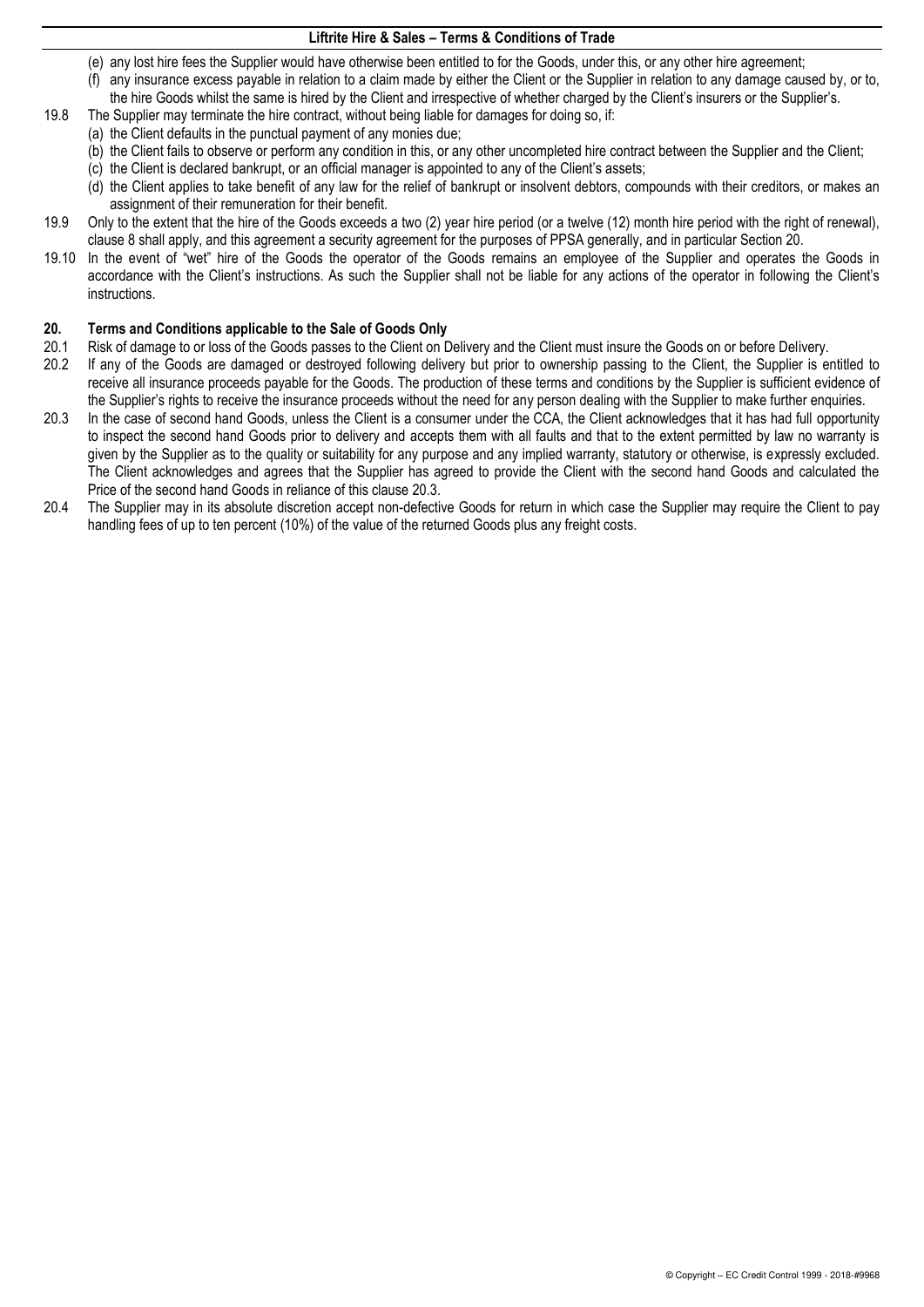(e) any lost hire fees the Supplier would have otherwise been entitled to for the Goods, under this, or any other hire agreement;

(f) any insurance excess payable in relation to a claim made by either the Client or the Supplier in relation to any damage caused by, or to, the hire Goods whilst the same is hired by the Client and irrespective of whether charged by the Client's insurers or the Supplier's.

19.8 The Supplier may terminate the hire contract, without being liable for damages for doing so, if:

(a) the Client defaults in the punctual payment of any monies due;

(b) the Client fails to observe or perform any condition in this, or any other uncompleted hire contract between the Supplier and the Client;

(c) the Client is declared bankrupt, or an official manager is appointed to any of the Client's assets;

(d) the Client applies to take benefit of any law for the relief of bankrupt or insolvent debtors, compounds with their creditors, or makes an assignment of their remuneration for their benefit.

19.9 Only to the extent that the hire of the Goods exceeds a two (2) year hire period (or a twelve (12) month hire period with the right of renewal), clause 8 shall apply, and this agreement a security agreement for the purposes of PPSA generally, and in particular Section 20.

19.10 In the event of "wet" hire of the Goods the operator of the Goods remains an employee of the Supplier and operates the Goods in accordance with the Client's instructions. As such the Supplier shall not be liable for any actions of the operator in following the Client's instructions.

## 20. Terms and Conditions applicable to the Sale of Goods Only

20.1 Risk of damage to or loss of the Goods passes to the Client on Delivery and the Client must insure the Goods on or before Delivery.

20.2 If any of the Goods are damaged or destroyed following delivery but prior to ownership passing to the Client, the Supplier is entitled to receive all insurance proceeds payable for the Goods. The production of these terms and conditions by the Supplier is sufficient evidence of the Supplier's rights to receive the insurance proceeds without the need for any person dealing with the Supplier to make further enquiries.

20.3 In the case of second hand Goods, unless the Client is a consumer under the CCA, the Client acknowledges that it has had full opportunity to inspect the second hand Goods prior to delivery and accepts them with all faults and that to the extent permitted by law no warranty is given by the Supplier as to the quality or suitability for any purpose and any implied warranty, statutory or otherwise, is expressly excluded. The Client acknowledges and agrees that the Supplier has agreed to provide the Client with the second hand Goods and calculated the Price of the second hand Goods in reliance of this clause 20.3.

20.4 The Supplier may in its absolute discretion accept non-defective Goods for return in which case the Supplier may require the Client to pay handling fees of up to ten percent (10%) of the value of the returned Goods plus any freight costs.